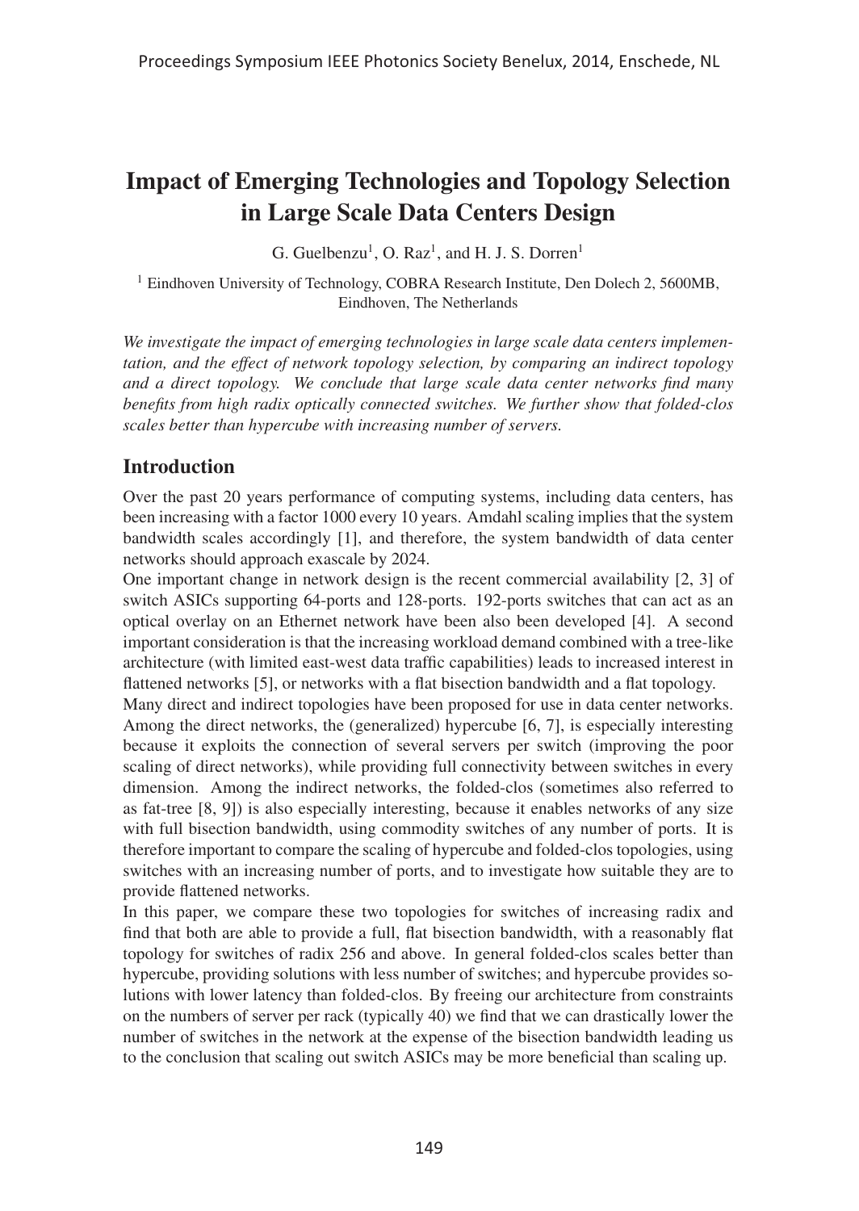# Impact of Emerging Technologies and Topology Selection in Large Scale Data Centers Design

G. Guelbenzu[1], O. Raz[1], and H. J. S. Dorren[1]

[1] Eindhoven University of Technology, COBRA Research Institute, Den Dolech 2, 5600MB, Eindhoven, The Netherlands

*We investigate the impact of emerging technologies in large scale data centers implementation, and the effect of network topology selection, by comparing an indirect topology and a direct topology. We conclude that large scale data center networks find many benefits from high radix optically connected switches. We further show that folded-clos scales better than hypercube with increasing number of servers.*

## Introduction

Over the past 20 years performance of computing systems, including data centers, has been increasing with a factor 1000 every 10 years. Amdahl scaling implies that the system bandwidth scales accordingly [1], and therefore, the system bandwidth of data center networks should approach exascale by 2024.

One important change in network design is the recent commercial availability [2, 3] of switch ASICs supporting 64-ports and 128-ports. 192-ports switches that can act as an optical overlay on an Ethernet network have been also been developed [4]. A second important consideration is that the increasing workload demand combined with a tree-like architecture (with limited east-west data traffic capabilities) leads to increased interest in flattened networks [5], or networks with a flat bisection bandwidth and a flat topology.

Many direct and indirect topologies have been proposed for use in data center networks. Among the direct networks, the (generalized) hypercube [6, 7], is especially interesting because it exploits the connection of several servers per switch (improving the poor scaling of direct networks), while providing full connectivity between switches in every dimension. Among the indirect networks, the folded-clos (sometimes also referred to as fat-tree [8, 9]) is also especially interesting, because it enables networks of any size with full bisection bandwidth, using commodity switches of any number of ports. It is therefore important to compare the scaling of hypercube and folded-clos topologies, using switches with an increasing number of ports, and to investigate how suitable they are to provide flattened networks.

In this paper, we compare these two topologies for switches of increasing radix and find that both are able to provide a full, flat bisection bandwidth, with a reasonably flat topology for switches of radix 256 and above. In general folded-clos scales better than hypercube, providing solutions with less number of switches; and hypercube provides solutions with lower latency than folded-clos. By freeing our architecture from constraints on the numbers of server per rack (typically 40) we find that we can drastically lower the number of switches in the network at the expense of the bisection bandwidth leading us to the conclusion that scaling out switch ASICs may be more beneficial than scaling up.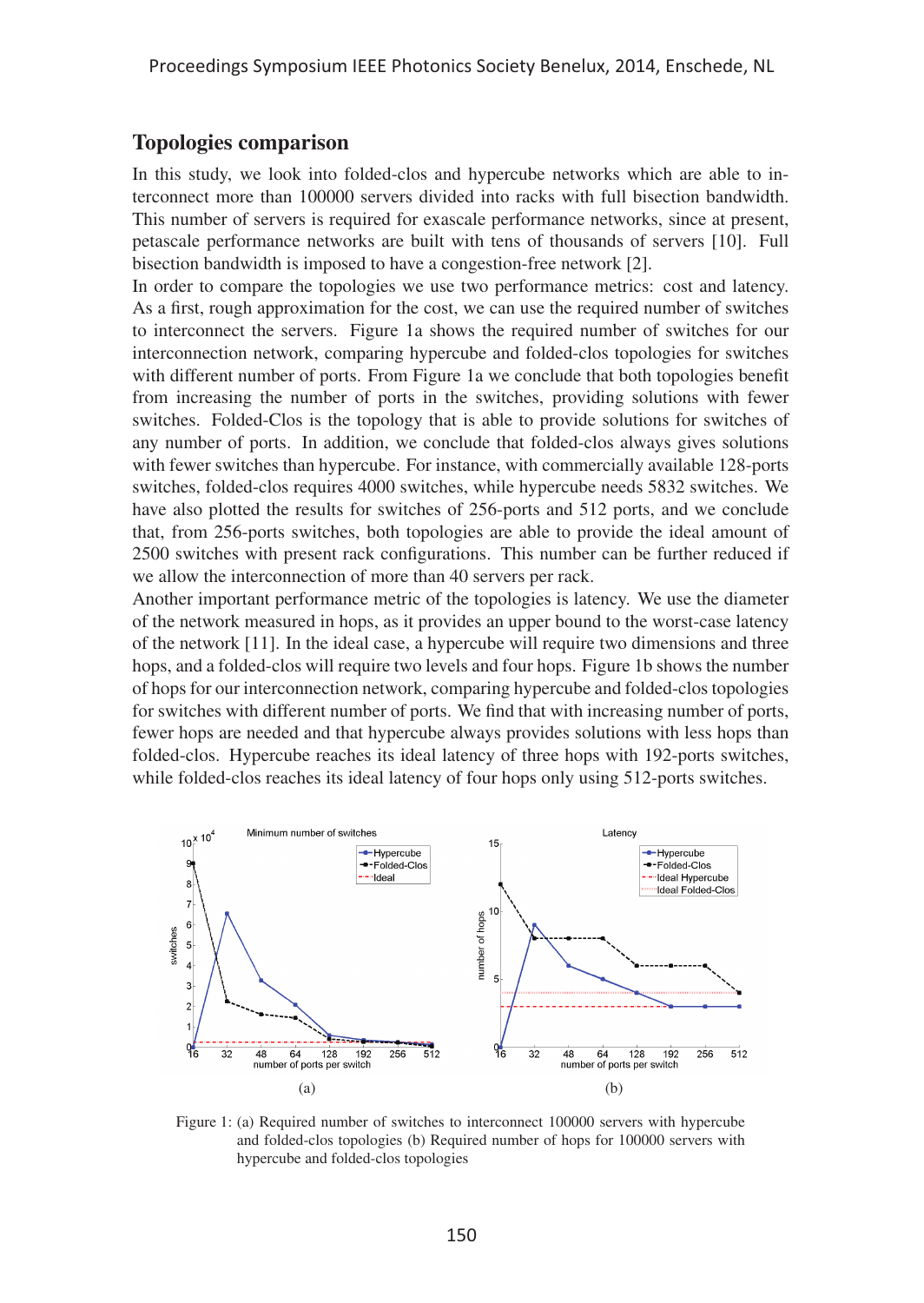## Topologies comparison

In this study, we look into folded-clos and hypercube networks which are able to interconnect more than 100000 servers divided into racks with full bisection bandwidth. This number of servers is required for exascale performance networks, since at present, petascale performance networks are built with tens of thousands of servers [10]. Full bisection bandwidth is imposed to have a congestion-free network [2].

In order to compare the topologies we use two performance metrics: cost and latency. As a first, rough approximation for the cost, we can use the required number of switches to interconnect the servers. Figure 1a shows the required number of switches for our interconnection network, comparing hypercube and folded-clos topologies for switches with different number of ports. From Figure 1a we conclude that both topologies benefit from increasing the number of ports in the switches, providing solutions with fewer switches. Folded-Clos is the topology that is able to provide solutions for switches of any number of ports. In addition, we conclude that folded-clos always gives solutions with fewer switches than hypercube. For instance, with commercially available 128-ports switches, folded-clos requires 4000 switches, while hypercube needs 5832 switches. We have also plotted the results for switches of 256-ports and 512 ports, and we conclude that, from 256-ports switches, both topologies are able to provide the ideal amount of 2500 switches with present rack configurations. This number can be further reduced if we allow the interconnection of more than 40 servers per rack.

Another important performance metric of the topologies is latency. We use the diameter of the network measured in hops, as it provides an upper bound to the worst-case latency of the network [11]. In the ideal case, a hypercube will require two dimensions and three hops, and a folded-clos will require two levels and four hops. Figure 1b shows the number of hops for our interconnection network, comparing hypercube and folded-clos topologies for switches with different number of ports. We find that with increasing number of ports, fewer hops are needed and that hypercube always provides solutions with less hops than folded-clos. Hypercube reaches its ideal latency of three hops with 192-ports switches, while folded-clos reaches its ideal latency of four hops only using 512-ports switches.

Figure 1: (a) Required number of switches to interconnect 100000 servers with hypercube and folded-clos topologies (b) Required number of hops for 100000 servers with hypercube and folded-clos topologies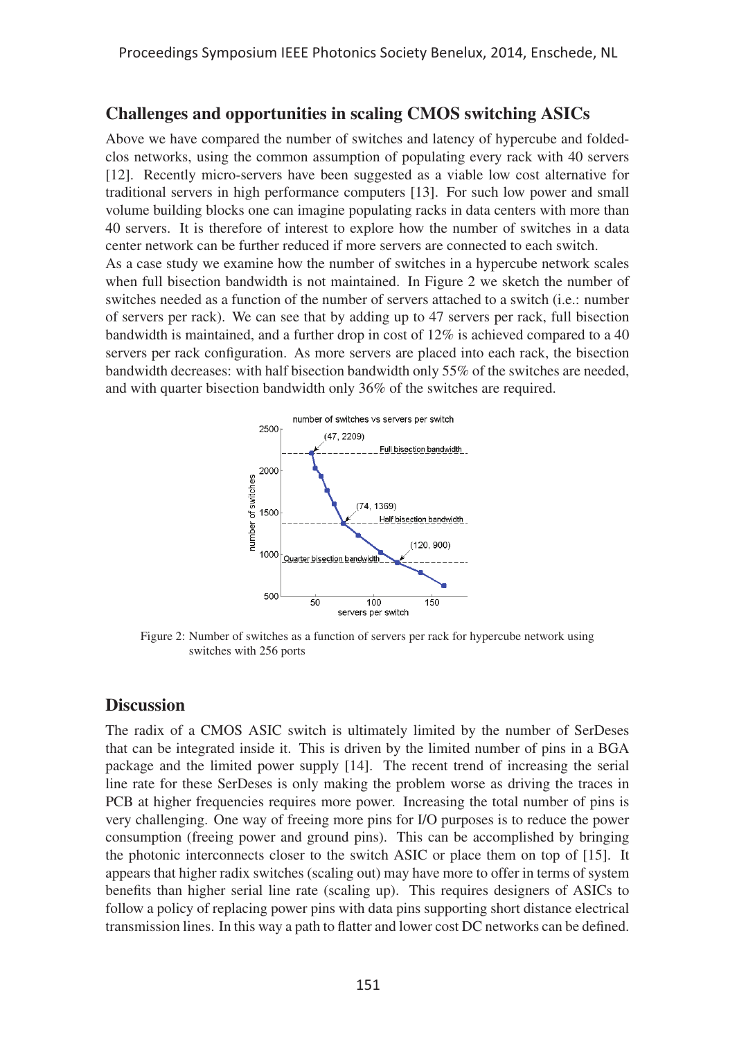## Challenges and opportunities in scaling CMOS switching ASICs

Above we have compared the number of switches and latency of hypercube and folded-clos networks, using the common assumption of populating every rack with 40 servers [12]. Recently micro-servers have been suggested as a viable low cost alternative for traditional servers in high performance computers [13]. For such low power and small volume building blocks one can imagine populating racks in data centers with more than 40 servers. It is therefore of interest to explore how the number of switches in a data center network can be further reduced if more servers are connected to each switch.

As a case study we examine how the number of switches in a hypercube network scales when full bisection bandwidth is not maintained. In Figure 2 we sketch the number of switches needed as a function of the number of servers attached to a switch (i.e.: number of servers per rack). We can see that by adding up to 47 servers per rack, full bisection bandwidth is maintained, and a further drop in cost of 12% is achieved compared to a 40 servers per rack configuration. As more servers are placed into each rack, the bisection bandwidth decreases: with half bisection bandwidth only 55% of the switches are needed, and with quarter bisection bandwidth only 36% of the switches are required.

Figure 2: Number of switches as a function of servers per rack for hypercube network using switches with 256 ports

## Discussion

The radix of a CMOS ASIC switch is ultimately limited by the number of SerDeses that can be integrated inside it. This is driven by the limited number of pins in a BGA package and the limited power supply [14]. The recent trend of increasing the serial line rate for these SerDeses is only making the problem worse as driving the traces in PCB at higher frequencies requires more power. Increasing the total number of pins is very challenging. One way of freeing more pins for I/O purposes is to reduce the power consumption (freeing power and ground pins). This can be accomplished by bringing the photonic interconnects closer to the switch ASIC or place them on top of [15]. It appears that higher radix switches (scaling out) may have more to offer in terms of system benefits than higher serial line rate (scaling up). This requires designers of ASICs to follow a policy of replacing power pins with data pins supporting short distance electrical transmission lines. In this way a path to flatter and lower cost DC networks can be defined.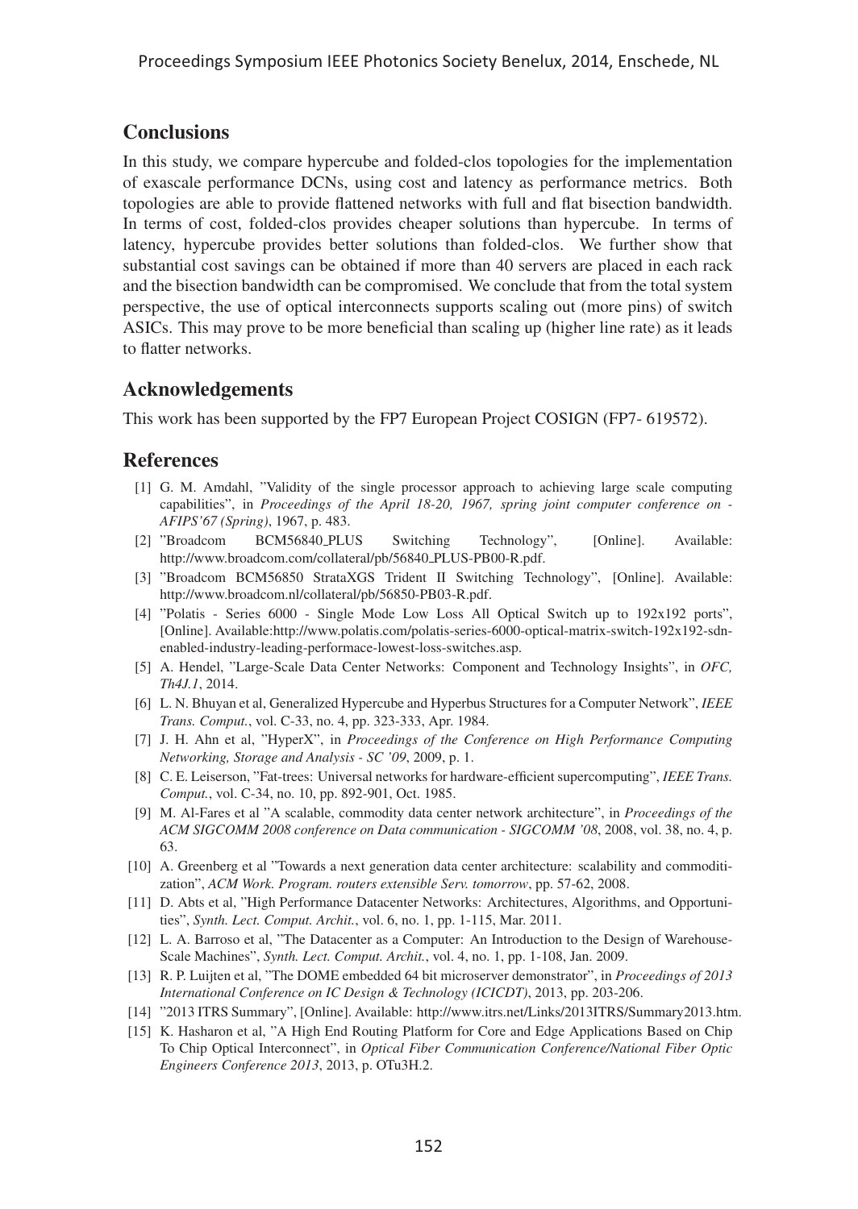## Conclusions

In this study, we compare hypercube and folded-clos topologies for the implementation of exascale performance DCNs, using cost and latency as performance metrics. Both topologies are able to provide flattened networks with full and flat bisection bandwidth. In terms of cost, folded-clos provides cheaper solutions than hypercube. In terms of latency, hypercube provides better solutions than folded-clos. We further show that substantial cost savings can be obtained if more than 40 servers are placed in each rack and the bisection bandwidth can be compromised. We conclude that from the total system perspective, the use of optical interconnects supports scaling out (more pins) of switch ASICs. This may prove to be more beneficial than scaling up (higher line rate) as it leads to flatter networks.

## Acknowledgements

This work has been supported by the FP7 European Project COSIGN (FP7- 619572).

## References

[1] G. M. Amdahl, "Validity of the single processor approach to achieving large scale computing capabilities", in *Proceedings of the April 18-20, 1967, spring joint computer conference on - AFIPS'67 (Spring)*, 1967, p. 483.

[2] "Broadcom BCM56840_PLUS Switching Technology", [Online]. Available: http://www.broadcom.com/collateral/pb/56840_PLUS-PB00-R.pdf.

[3] "Broadcom BCM56850 StrataXGS Trident II Switching Technology", [Online]. Available: http://www.broadcom.nl/collateral/pb/56850-PB03-R.pdf.

[4] "Polatis - Series 6000 - Single Mode Low Loss All Optical Switch up to 192x192 ports", [Online]. Available:http://www.polatis.com/polatis-series-6000-optical-matrix-switch-192x192-sdn-enabled-industry-leading-performace-lowest-loss-switches.asp.

[5] A. Hendel, "Large-Scale Data Center Networks: Component and Technology Insights", in *OFC, Th4J.1*, 2014.

[6] L. N. Bhuyan et al, Generalized Hypercube and Hyperbus Structures for a Computer Network", *IEEE Trans. Comput.*, vol. C-33, no. 4, pp. 323-333, Apr. 1984.

[7] J. H. Ahn et al, "HyperX", in *Proceedings of the Conference on High Performance Computing Networking, Storage and Analysis - SC '09*, 2009, p. 1.

[8] C. E. Leiserson, "Fat-trees: Universal networks for hardware-efficient supercomputing", *IEEE Trans. Comput.*, vol. C-34, no. 10, pp. 892-901, Oct. 1985.

[9] M. Al-Fares et al "A scalable, commodity data center network architecture", in *Proceedings of the ACM SIGCOMM 2008 conference on Data communication - SIGCOMM '08*, 2008, vol. 38, no. 4, p. 63.

[10] A. Greenberg et al "Towards a next generation data center architecture: scalability and commoditization", *ACM Work. Program. routers extensible Serv. tomorrow*, pp. 57-62, 2008.

[11] D. Abts et al, "High Performance Datacenter Networks: Architectures, Algorithms, and Opportunities", *Synth. Lect. Comput. Archit.*, vol. 6, no. 1, pp. 1-115, Mar. 2011.

[12] L. A. Barroso et al, "The Datacenter as a Computer: An Introduction to the Design of Warehouse-Scale Machines", *Synth. Lect. Comput. Archit.*, vol. 4, no. 1, pp. 1-108, Jan. 2009.

[13] R. P. Luijten et al, "The DOME embedded 64 bit microserver demonstrator", in *Proceedings of 2013 International Conference on IC Design & Technology (ICICDT)*, 2013, pp. 203-206.

[14] "2013 ITRS Summary", [Online]. Available: http://www.itrs.net/Links/2013ITRS/Summary2013.htm.

[15] K. Hasharon et al, "A High End Routing Platform for Core and Edge Applications Based on Chip To Chip Optical Interconnect", in *Optical Fiber Communication Conference/National Fiber Optic Engineers Conference 2013*, 2013, p. OTu3H.2.